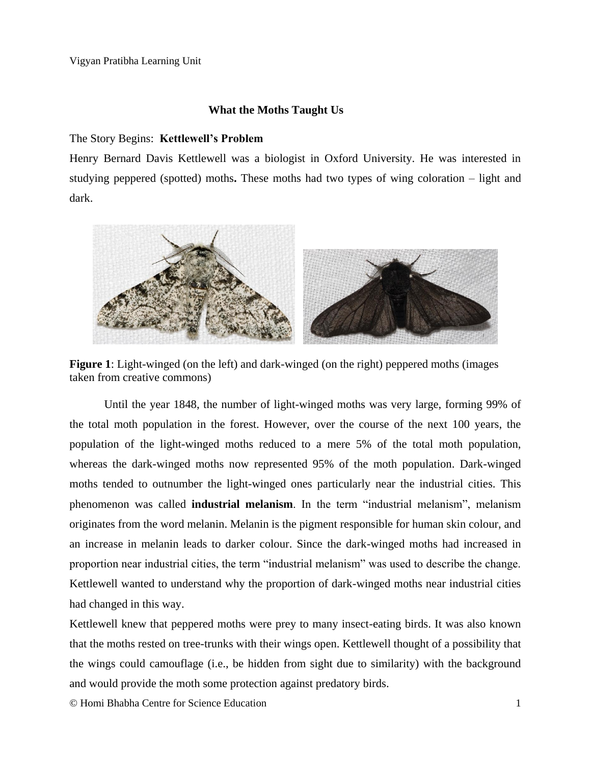# What the Moths Taught Us

## The Story Begins: **Kettlewell's Problem**

Henry Bernard Davis Kettlewell was a biologist in Oxford University. He was interested in studying peppered (spotted) moths**.** These moths had two types of wing coloration – light and dark.

**Figure 1**: Light-winged (on the left) and dark-winged (on the right) peppered moths (images taken from creative commons)

Until the year 1848, the number of light-winged moths was very large, forming 99% of the total moth population in the forest. However, over the course of the next 100 years, the population of the light-winged moths reduced to a mere 5% of the total moth population, whereas the dark-winged moths now represented 95% of the moth population. Dark-winged moths tended to outnumber the light-winged ones particularly near the industrial cities. This phenomenon was called **industrial melanism**. In the term "industrial melanism", melanism originates from the word melanin. Melanin is the pigment responsible for human skin colour, and an increase in melanin leads to darker colour. Since the dark-winged moths had increased in proportion near industrial cities, the term "industrial melanism" was used to describe the change. Kettlewell wanted to understand why the proportion of dark-winged moths near industrial cities had changed in this way.

Kettlewell knew that peppered moths were prey to many insect-eating birds. It was also known that the moths rested on tree-trunks with their wings open. Kettlewell thought of a possibility that the wings could camouflage (i.e., be hidden from sight due to similarity) with the background and would provide the moth some protection against predatory birds.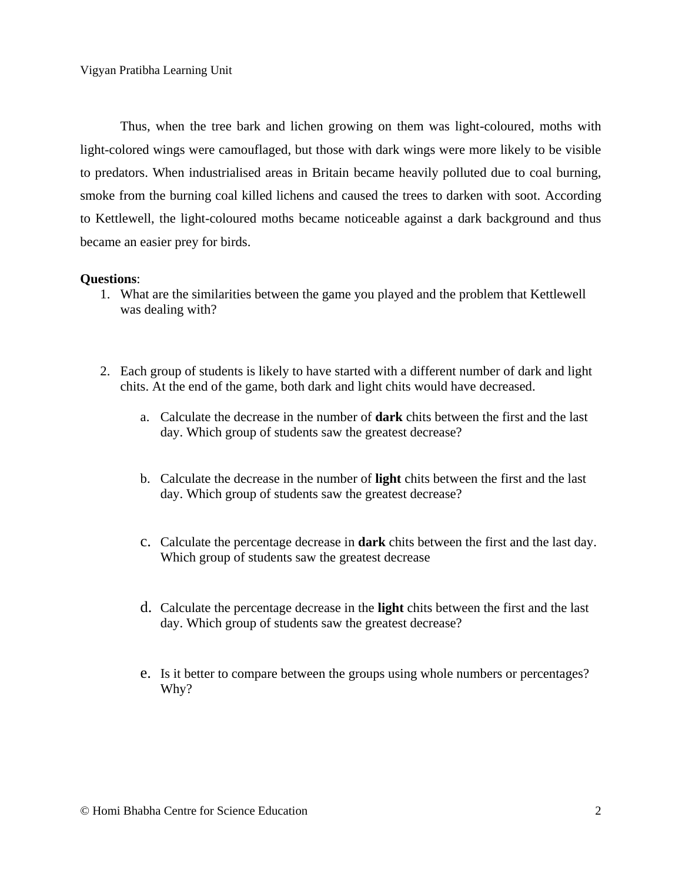Thus, when the tree bark and lichen growing on them was light-coloured, moths with light-colored wings were camouflaged, but those with dark wings were more likely to be visible to predators. When industrialised areas in Britain became heavily polluted due to coal burning, smoke from the burning coal killed lichens and caused the trees to darken with soot. According to Kettlewell, the light-coloured moths became noticeable against a dark background and thus became an easier prey for birds.

**Questions**:

1. What are the similarities between the game you played and the problem that Kettlewell was dealing with?

2. Each group of students is likely to have started with a different number of dark and light chits. At the end of the game, both dark and light chits would have decreased.

   a. Calculate the decrease in the number of **dark** chits between the first and the last day. Which group of students saw the greatest decrease?

   b. Calculate the decrease in the number of **light** chits between the first and the last day. Which group of students saw the greatest decrease?

   c. Calculate the percentage decrease in **dark** chits between the first and the last day. Which group of students saw the greatest decrease

   d. Calculate the percentage decrease in the **light** chits between the first and the last day. Which group of students saw the greatest decrease?

   e. Is it better to compare between the groups using whole numbers or percentages? Why?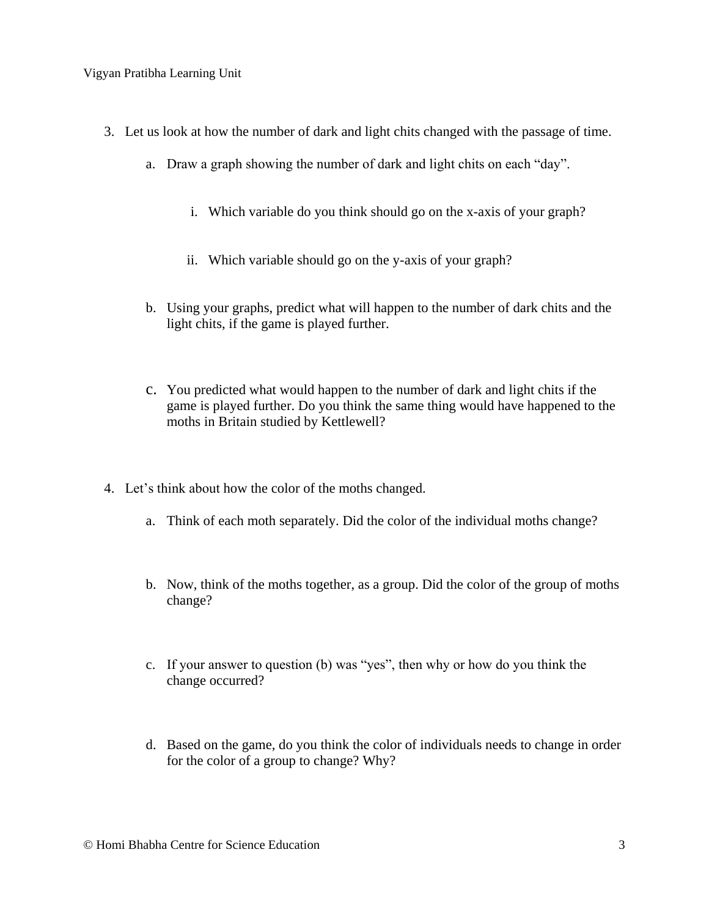3. Let us look at how the number of dark and light chits changed with the passage of time.

    a. Draw a graph showing the number of dark and light chits on each “day”.

        i. Which variable do you think should go on the x-axis of your graph?

        ii. Which variable should go on the y-axis of your graph?

    b. Using your graphs, predict what will happen to the number of dark chits and the light chits, if the game is played further.

    c. You predicted what would happen to the number of dark and light chits if the game is played further. Do you think the same thing would have happened to the moths in Britain studied by Kettlewell?

4. Let’s think about how the color of the moths changed.

    a. Think of each moth separately. Did the color of the individual moths change?

    b. Now, think of the moths together, as a group. Did the color of the group of moths change?

    c. If your answer to question (b) was “yes”, then why or how do you think the change occurred?

    d. Based on the game, do you think the color of individuals needs to change in order for the color of a group to change? Why?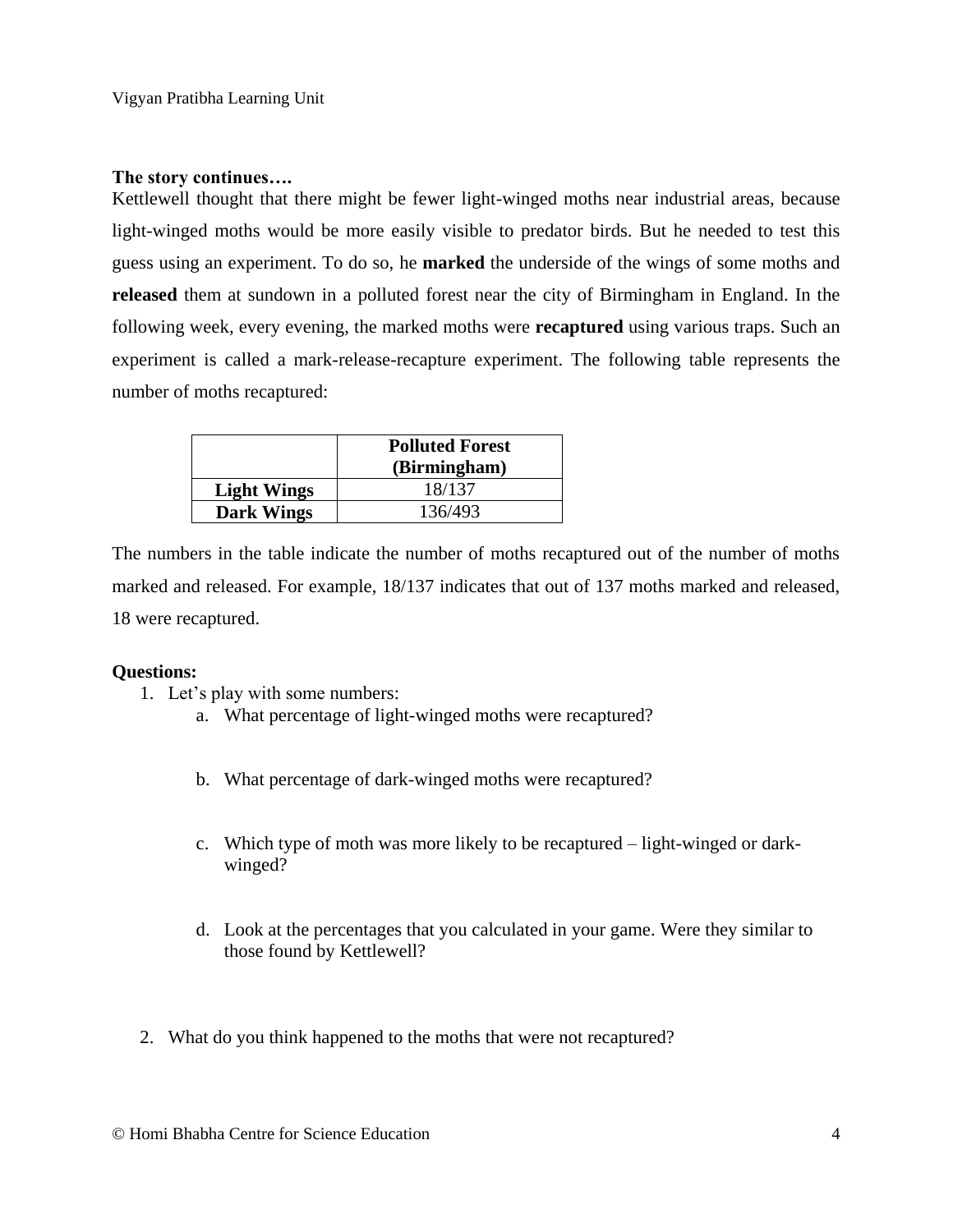**The story continues….**

Kettlewell thought that there might be fewer light-winged moths near industrial areas, because light-winged moths would be more easily visible to predator birds. But he needed to test this guess using an experiment. To do so, he **marked** the underside of the wings of some moths and **released** them at sundown in a polluted forest near the city of Birmingham in England. In the following week, every evening, the marked moths were **recaptured** using various traps. Such an experiment is called a mark-release-recapture experiment. The following table represents the number of moths recaptured:

| | **Polluted Forest (Birmingham)** |
|---|---|
| **Light Wings** | 18/137 |
| **Dark Wings** | 136/493 |

The numbers in the table indicate the number of moths recaptured out of the number of moths marked and released. For example, 18/137 indicates that out of 137 moths marked and released, 18 were recaptured.

**Questions:**

1. Let's play with some numbers:
    a. What percentage of light-winged moths were recaptured?

    b. What percentage of dark-winged moths were recaptured?

    c. Which type of moth was more likely to be recaptured – light-winged or dark-winged?

    d. Look at the percentages that you calculated in your game. Were they similar to those found by Kettlewell?

2. What do you think happened to the moths that were not recaptured?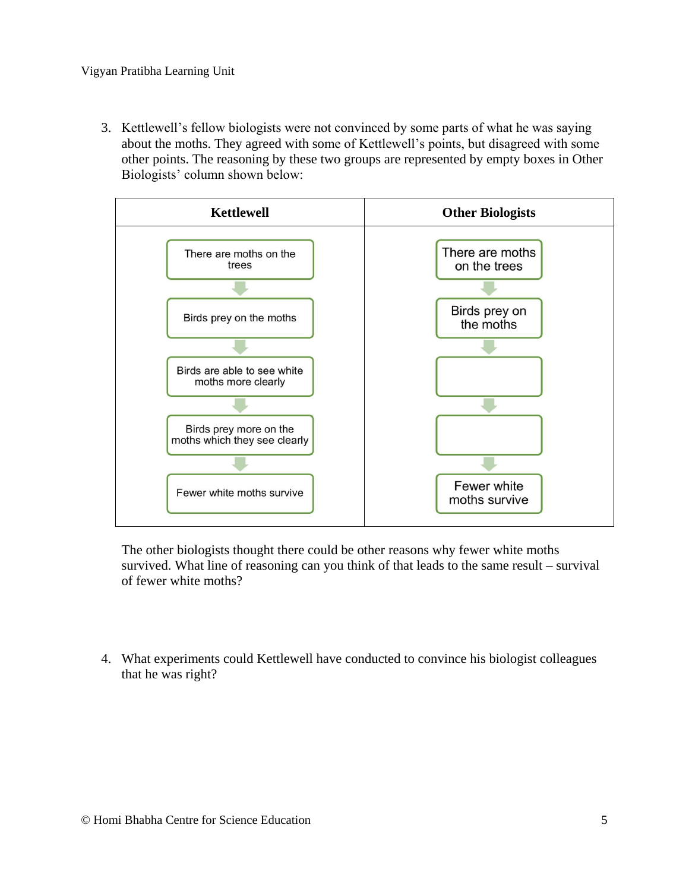3. Kettlewell's fellow biologists were not convinced by some parts of what he was saying about the moths. They agreed with some of Kettlewell's points, but disagreed with some other points. The reasoning by these two groups are represented by empty boxes in Other Biologists' column shown below:

| Kettlewell | Other Biologists |
| --- | --- |
| There are moths on the trees | There are moths on the trees |
| ↓ | ↓ |
| Birds prey on the moths | Birds prey on the moths |
| ↓ | ↓ |
| Birds are able to see white moths more clearly | |
| ↓ | ↓ |
| Birds prey more on the moths which they see clearly | |
| ↓ | ↓ |
| Fewer white moths survive | Fewer white moths survive |

The other biologists thought there could be other reasons why fewer white moths survived. What line of reasoning can you think of that leads to the same result – survival of fewer white moths?

4. What experiments could Kettlewell have conducted to convince his biologist colleagues that he was right?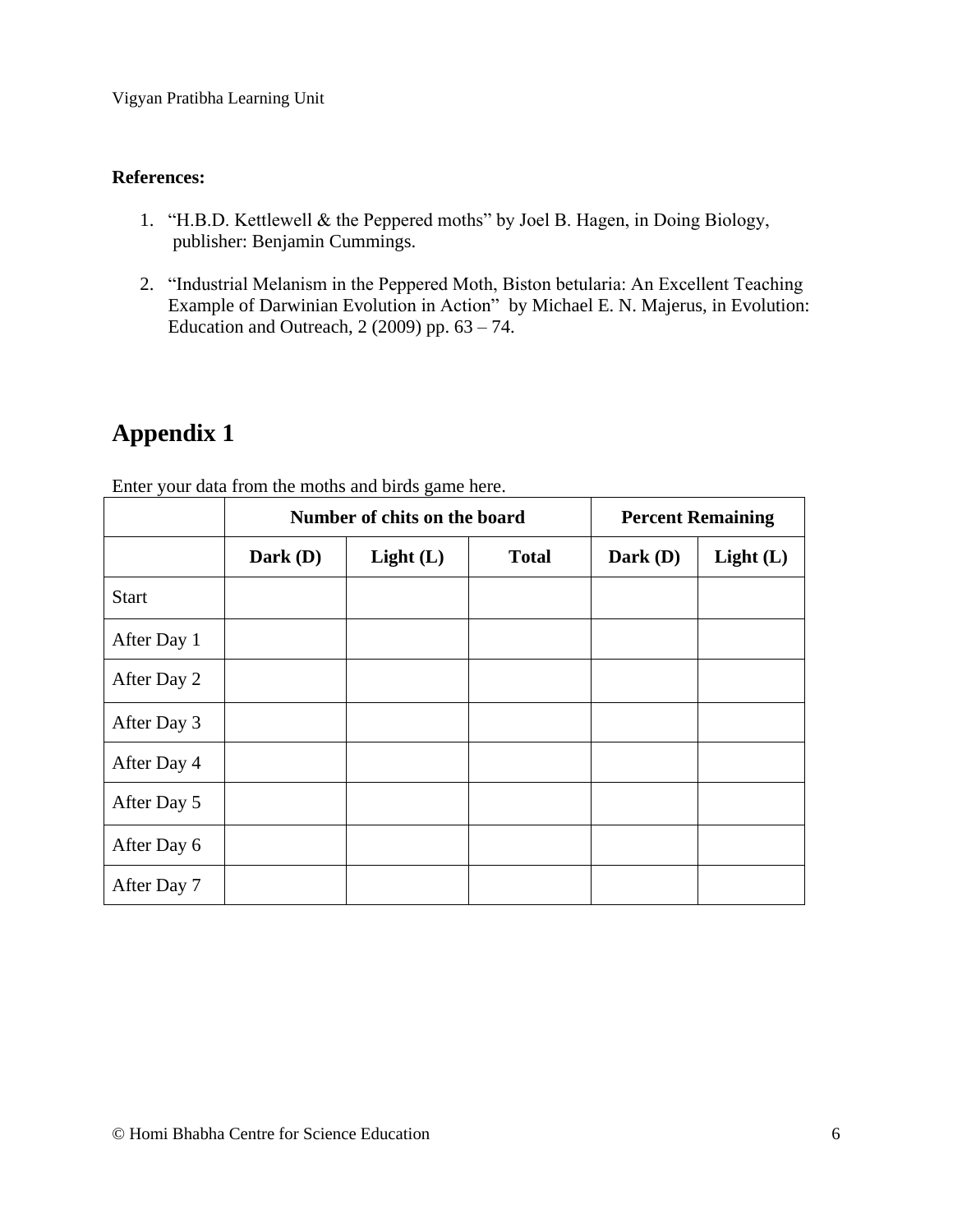**References:**

1. "H.B.D. Kettlewell & the Peppered moths" by Joel B. Hagen, in Doing Biology, publisher: Benjamin Cummings.

2. "Industrial Melanism in the Peppered Moth, Biston betularia: An Excellent Teaching Example of Darwinian Evolution in Action" by Michael E. N. Majerus, in Evolution: Education and Outreach, 2 (2009) pp. 63 – 74.

# Appendix 1

Enter your data from the moths and birds game here.

| | Number of chits on the board | | | Percent Remaining | |
|---|---|---|---|---|---|
| | **Dark (D)** | **Light (L)** | **Total** | **Dark (D)** | **Light (L)** |
| Start | | | | | |
| After Day 1 | | | | | |
| After Day 2 | | | | | |
| After Day 3 | | | | | |
| After Day 4 | | | | | |
| After Day 5 | | | | | |
| After Day 6 | | | | | |
| After Day 7 | | | | | |